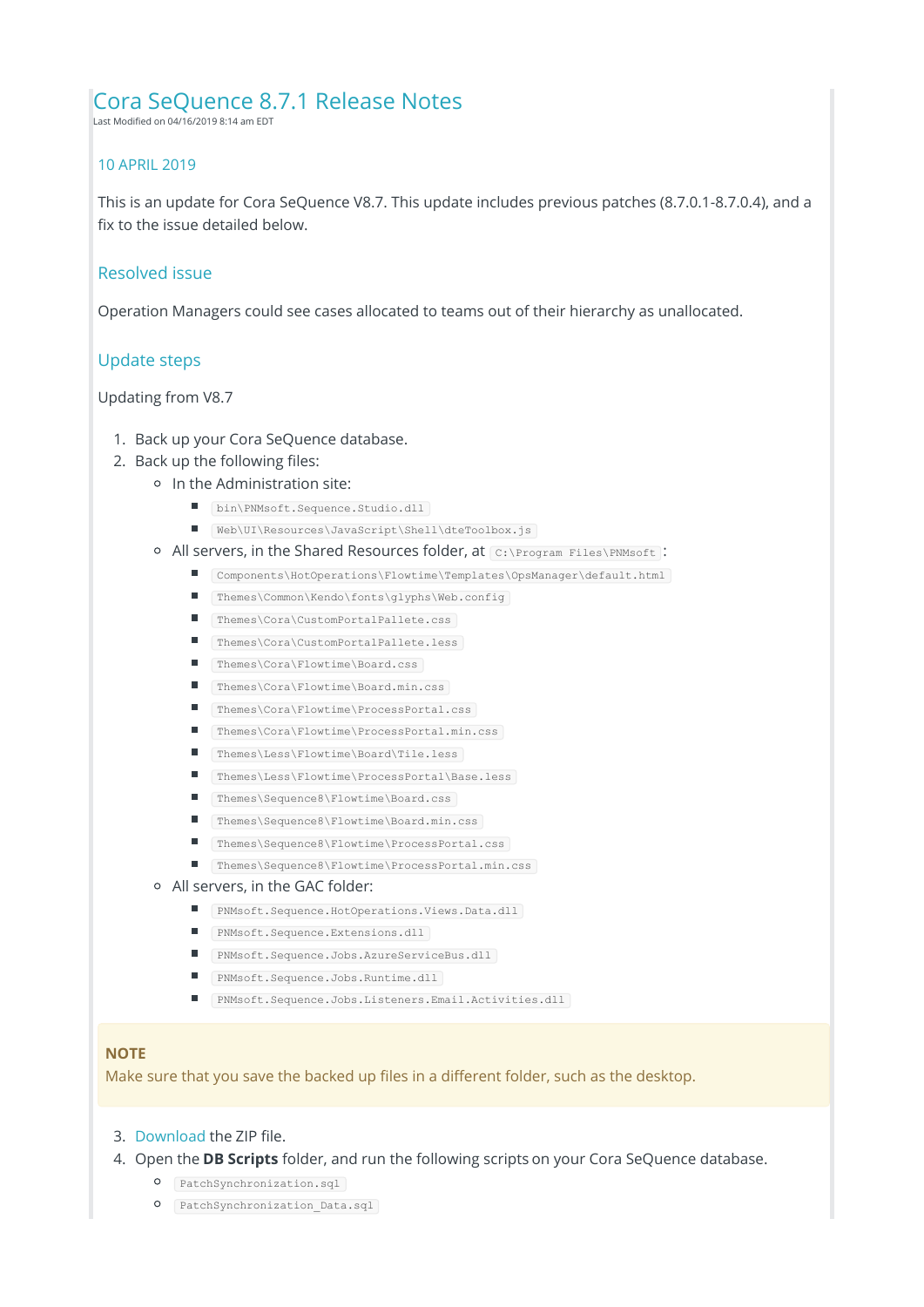# Cora SeQuence 8.7.1 Release Notes

Last Modified on 04/16/2019 8:14 am EDT

## 10 APRIL 2019

This is an update for Cora SeQuence V8.7. This update includes previous patches (8.7.0.1-8.7.0.4), and a fix to the issue detailed below.

## Resolved issue

Operation Managers could see cases allocated to teams out of their hierarchy as unallocated.

## Update steps

Updating from V8.7

1. Back up your Cora SeQuence database.
2. Back up the following files:
    - In the Administration site:
        - `bin\PNMsoft.Sequence.Studio.dll`
        - `Web\UI\Resources\JavaScript\Shell\dteToolbox.js`
    - All servers, in the Shared Resources folder, at `C:\Program Files\PNMsoft`:
        - `Components\HotOperations\Flowtime\Templates\OpsManager\default.html`
        - `Themes\Common\Kendo\fonts\glyphs\Web.config`
        - `Themes\Cora\CustomPortalPallete.css`
        - `Themes\Cora\CustomPortalPallete.less`
        - `Themes\Cora\Flowtime\Board.css`
        - `Themes\Cora\Flowtime\Board.min.css`
        - `Themes\Cora\Flowtime\ProcessPortal.css`
        - `Themes\Cora\Flowtime\ProcessPortal.min.css`
        - `Themes\Less\Flowtime\Board\Tile.less`
        - `Themes\Less\Flowtime\ProcessPortal\Base.less`
        - `Themes\Sequence8\Flowtime\Board.css`
        - `Themes\Sequence8\Flowtime\Board.min.css`
        - `Themes\Sequence8\Flowtime\ProcessPortal.css`
        - `Themes\Sequence8\Flowtime\ProcessPortal.min.css`
    - All servers, in the GAC folder:
        - `PNMsoft.Sequence.HotOperations.Views.Data.dll`
        - `PNMsoft.Sequence.Extensions.dll`
        - `PNMsoft.Sequence.Jobs.AzureServiceBus.dll`
        - `PNMsoft.Sequence.Jobs.Runtime.dll`
        - `PNMsoft.Sequence.Jobs.Listeners.Email.Activities.dll`

> **NOTE**
> Make sure that you save the backed up files in a different folder, such as the desktop.

3. Download the ZIP file.
4. Open the **DB Scripts** folder, and run the following scripts on your Cora SeQuence database.
    - `PatchSynchronization.sql`
    - `PatchSynchronization_Data.sql`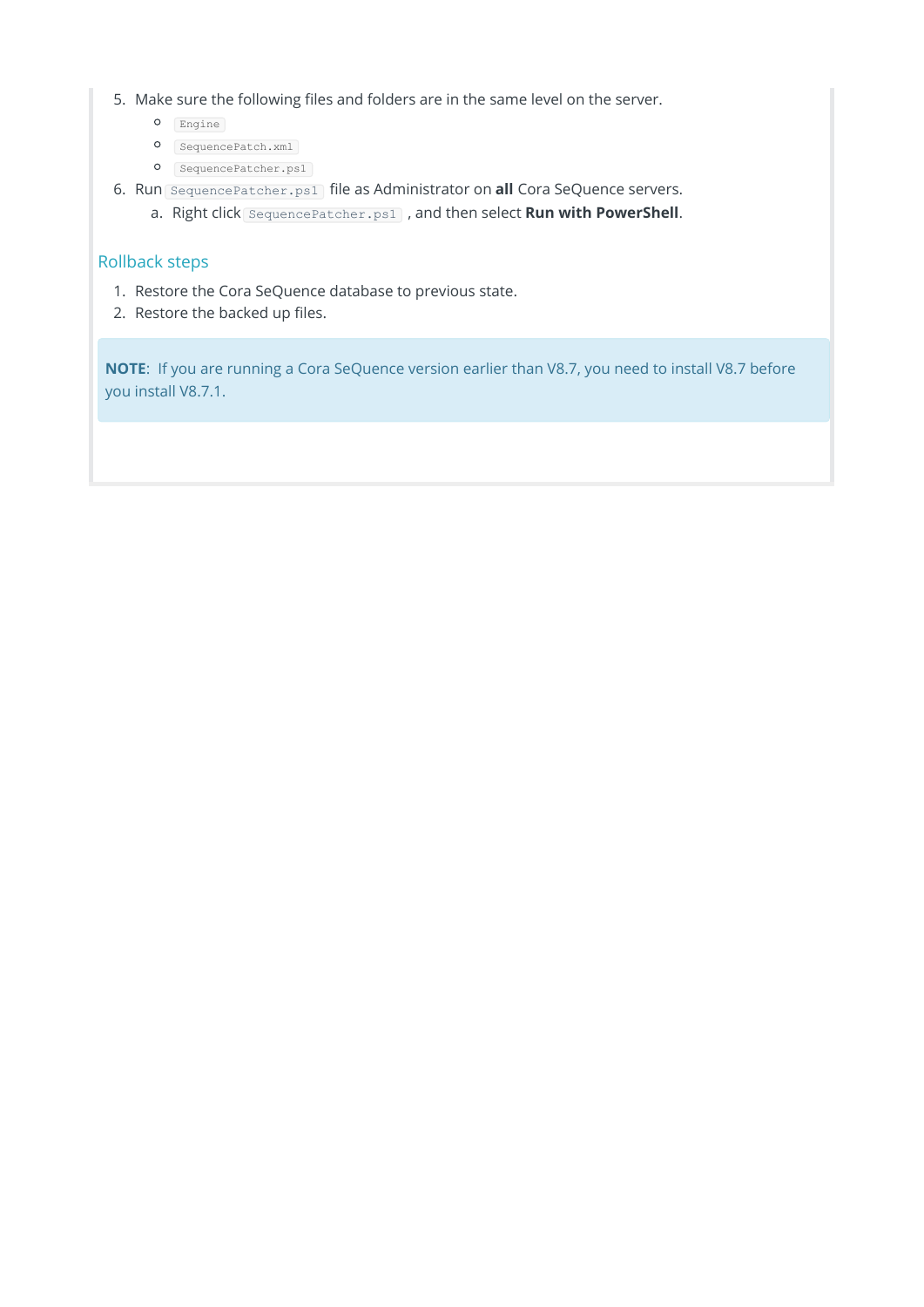5. Make sure the following files and folders are in the same level on the server.
    - `Engine`
    - `SequencePatch.xml`
    - `SequencePatcher.ps1`
6. Run `SequencePatcher.ps1` file as Administrator on **all** Cora SeQuence servers.
    a. Right click `SequencePatcher.ps1` , and then select **Run with PowerShell**.

## Rollback steps

1. Restore the Cora SeQuence database to previous state.
2. Restore the backed up files.

**NOTE**: If you are running a Cora SeQuence version earlier than V8.7, you need to install V8.7 before you install V8.7.1.